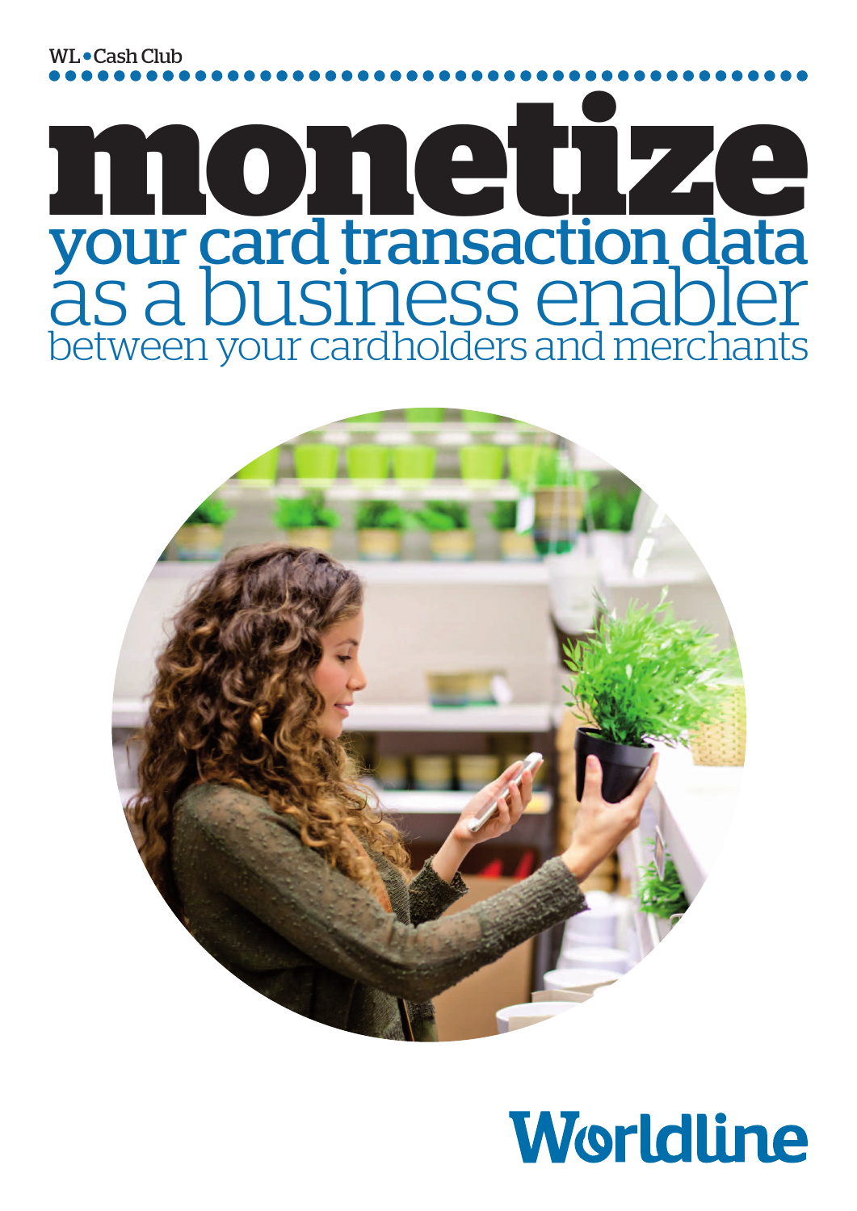WL • Cash Club

# monetize

## your card transaction data as a business enabler

between your cardholders and merchants

Worldline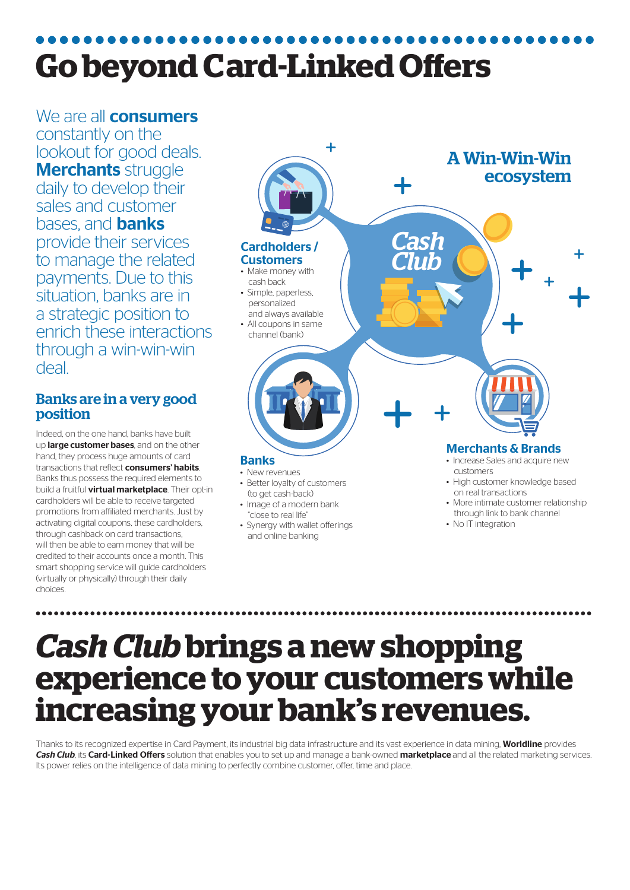# Go beyond Card-Linked Offers

We are all **consumers** constantly on the lookout for good deals. **Merchants** struggle daily to develop their sales and customer bases, and **banks** provide their services to manage the related payments. Due to this situation, banks are in a strategic position to enrich these interactions through a win-win-win deal.

## Banks are in a very good position

Indeed, on the one hand, banks have built up **large customer bases**, and on the other hand, they process huge amounts of card transactions that reflect **consumers' habits**. Banks thus possess the required elements to build a fruitful **virtual marketplace**. Their opt-in cardholders will be able to receive targeted promotions from affiliated merchants. Just by activating digital coupons, these cardholders, through cashback on card transactions, will then be able to earn money that will be credited to their accounts once a month. This smart shopping service will guide cardholders (virtually or physically) through their daily choices.

## A Win-Win-Win ecosystem

*Cash Club*

### Cardholders / Customers

- Make money with cash back
- Simple, paperless, personalized and always available
- All coupons in same channel (bank)

### Banks

- New revenues
- Better loyalty of customers (to get cash-back)
- Image of a modern bank "close to real life"
- Synergy with wallet offerings and online banking

### Merchants & Brands

- Increase Sales and acquire new customers
- High customer knowledge based on real transactions
- More intimate customer relationship through link to bank channel
- No IT integration

# *Cash Club* brings a new shopping experience to your customers while increasing your bank's revenues.

Thanks to its recognized expertise in Card Payment, its industrial big data infrastructure and its vast experience in data mining, **Worldline** provides ***Cash Club***, its **Card-Linked Offers** solution that enables you to set up and manage a bank-owned **marketplace** and all the related marketing services. Its power relies on the intelligence of data mining to perfectly combine customer, offer, time and place.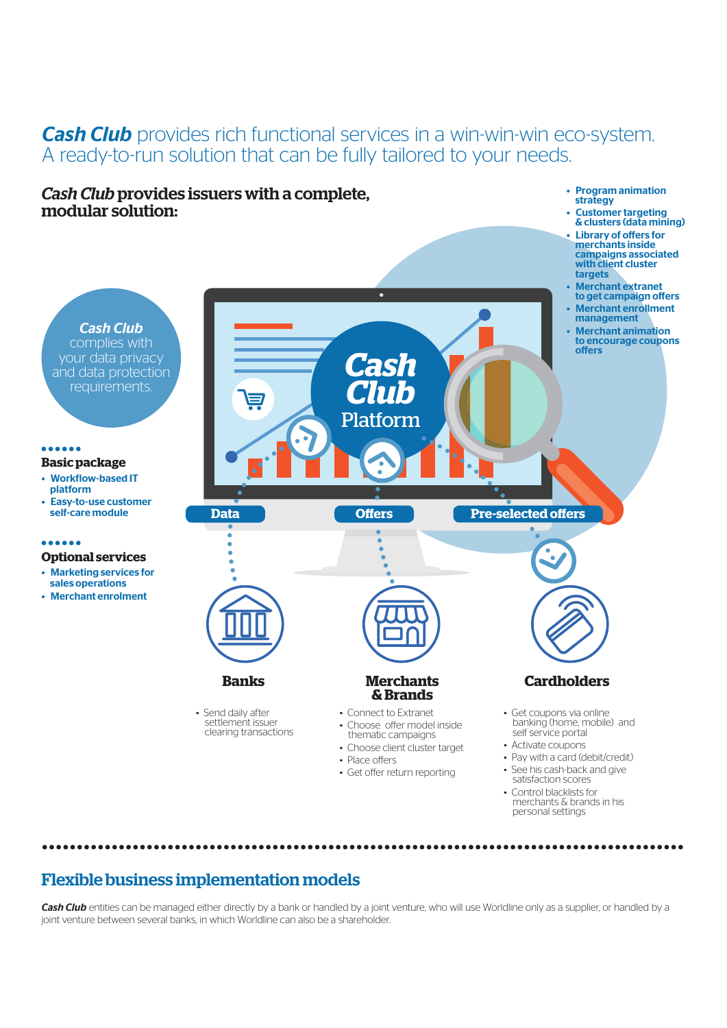# ***Cash Club*** provides rich functional services in a win-win-win eco-system. A ready-to-run solution that can be fully tailored to your needs.

## *Cash Club* provides issuers with a complete, modular solution:

*Cash Club* complies with your data privacy and data protection requirements.

### Basic package

- Workflow-based IT platform
- Easy-to-use customer self-care module

### Optional services

- Marketing services for sales operations
- Merchant enrolment

- Program animation strategy
- Customer targeting & clusters (data mining)
- Library of offers for merchants inside campaigns associated with client cluster targets
- Merchant extranet to get campaign offers
- Merchant enrollment management
- Merchant animation to encourage coupons offers

**Cash Club Platform**

**Data** · **Offers** · **Pre-selected offers**

### Banks

- Send daily after settlement issuer clearing transactions

### Merchants & Brands

- Connect to Extranet
- Choose offer model inside thematic campaigns
- Choose client cluster target
- Place offers
- Get offer return reporting

### Cardholders

- Get coupons via online banking (home, mobile) and self service portal
- Activate coupons
- Pay with a card (debit/credit)
- See his cash-back and give satisfaction scores
- Control blacklists for merchants & brands in his personal settings

## Flexible business implementation models

***Cash Club*** entities can be managed either directly by a bank or handled by a joint venture, who will use Worldline only as a supplier, or handled by a joint venture between several banks, in which Worldline can also be a shareholder.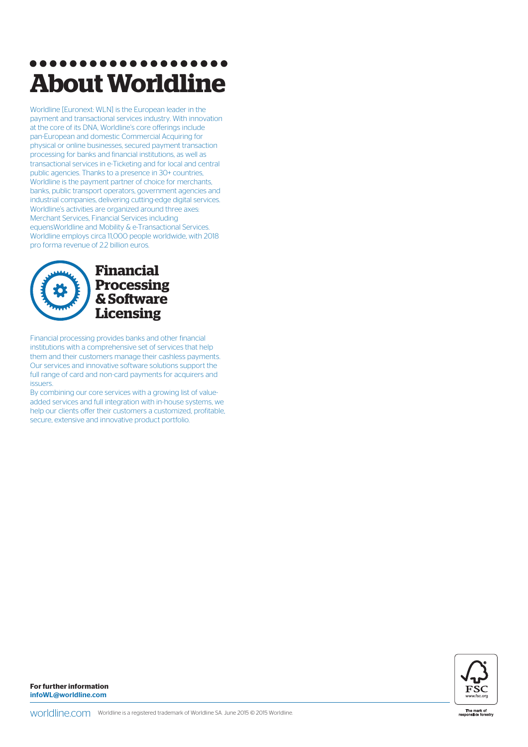# About Worldline

Worldline [Euronext: WLN] is the European leader in the payment and transactional services industry. With innovation at the core of its DNA, Worldline's core offerings include pan-European and domestic Commercial Acquiring for physical or online businesses, secured payment transaction processing for banks and financial institutions, as well as transactional services in e-Ticketing and for local and central public agencies. Thanks to a presence in 30+ countries, Worldline is the payment partner of choice for merchants, banks, public transport operators, government agencies and industrial companies, delivering cutting-edge digital services. Worldline's activities are organized around three axes: Merchant Services, Financial Services including equensWorldline and Mobility & e-Transactional Services. Worldline employs circa 11,000 people worldwide, with 2018 pro forma revenue of 2.2 billion euros.

## Financial Processing & Software Licensing

Financial processing provides banks and other financial institutions with a comprehensive set of services that help them and their customers manage their cashless payments. Our services and innovative software solutions support the full range of card and non-card payments for acquirers and issuers.

By combining our core services with a growing list of value-added services and full integration with in-house systems, we help our clients offer their customers a customized, profitable, secure, extensive and innovative product portfolio.

**For further information**
**infoWL@worldline.com**

worldline.com Worldline is a registered trademark of Worldline SA. June 2015 © 2015 Worldline.

FSC www.fsc.org The mark of responsible forestry